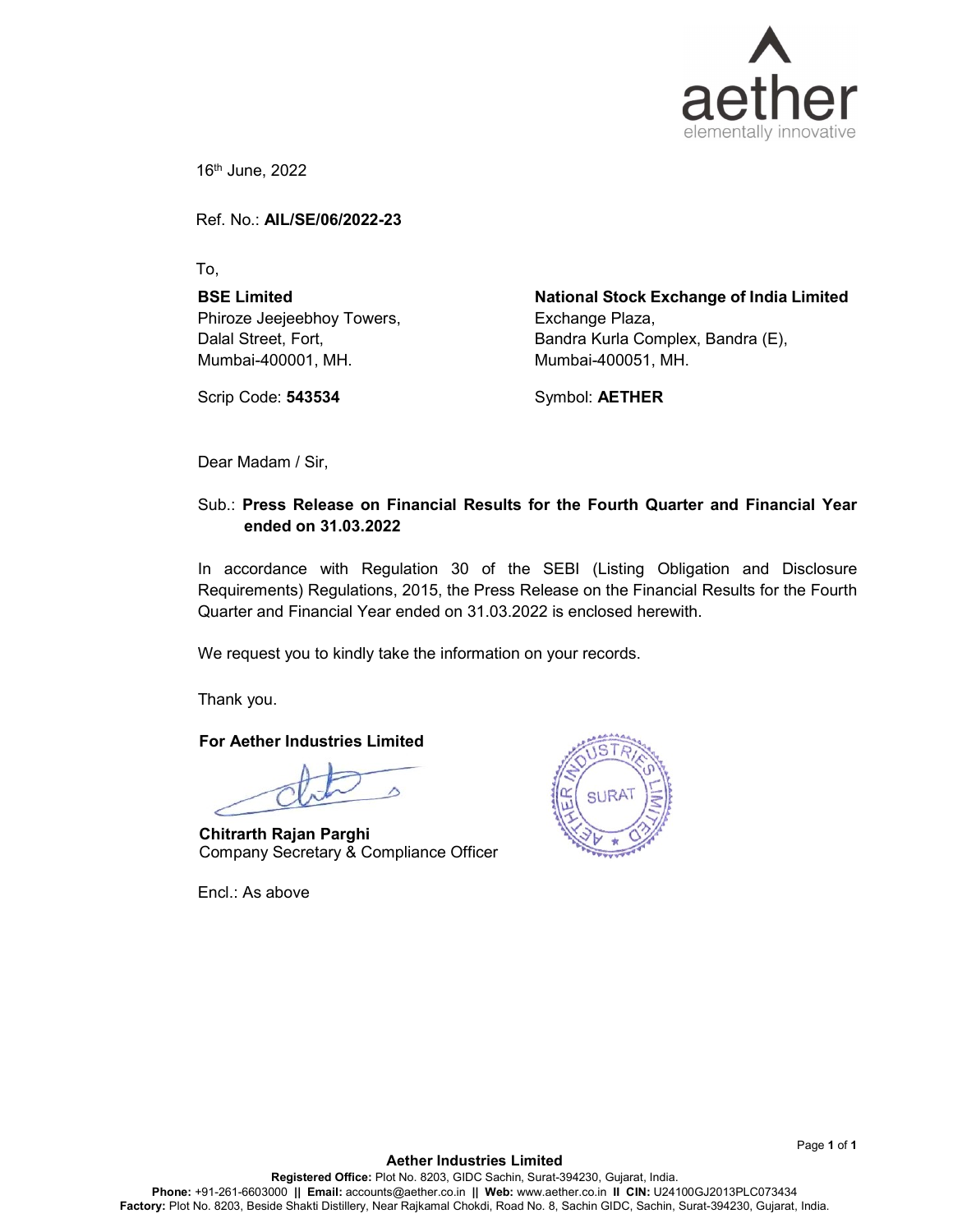16th June, 2022

Ref. No.: **AIL/SE/06/2022-23**

To,

**BSE Limited**
Phiroze Jeejeebhoy Towers,
Dalal Street, Fort,
Mumbai-400001, MH.

Scrip Code: **543534**

**National Stock Exchange of India Limited**
Exchange Plaza,
Bandra Kurla Complex, Bandra (E),
Mumbai-400051, MH.

Symbol: **AETHER**

Dear Madam / Sir,

Sub.: **Press Release on Financial Results for the Fourth Quarter and Financial Year ended on 31.03.2022**

In accordance with Regulation 30 of the SEBI (Listing Obligation and Disclosure Requirements) Regulations, 2015, the Press Release on the Financial Results for the Fourth Quarter and Financial Year ended on 31.03.2022 is enclosed herewith.

We request you to kindly take the information on your records.

Thank you.

**For Aether Industries Limited**

**Chitrarth Rajan Parghi**
Company Secretary & Compliance Officer

Encl.: As above

**Aether Industries Limited**
**Registered Office:** Plot No. 8203, GIDC Sachin, Surat-394230, Gujarat, India.
**Phone:** +91-261-6603000 || **Email:** accounts@aether.co.in || **Web:** www.aether.co.in || **CIN:** U24100GJ2013PLC073434
**Factory:** Plot No. 8203, Beside Shakti Distillery, Near Rajkamal Chokdi, Road No. 8, Sachin GIDC, Sachin, Surat-394230, Gujarat, India.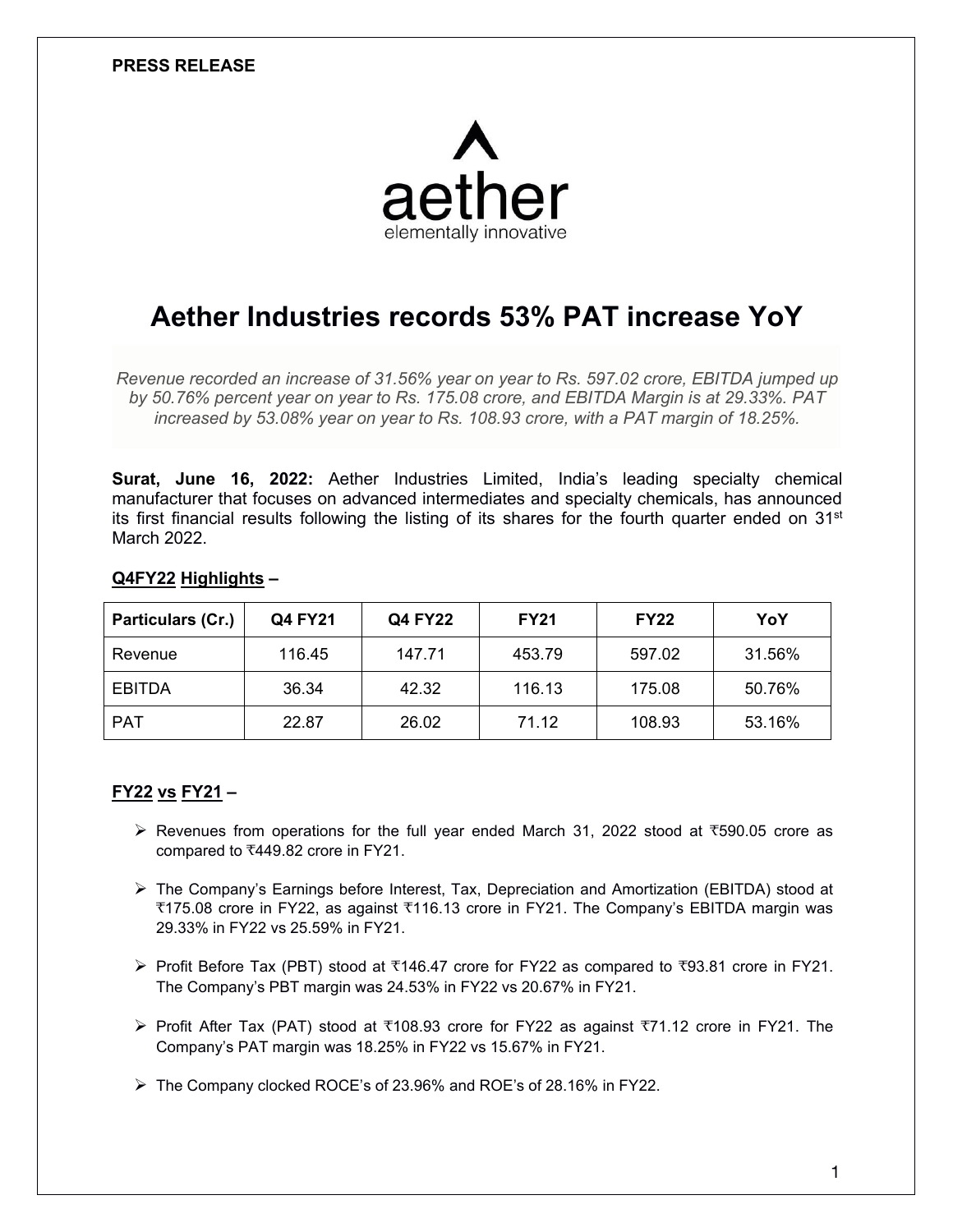**PRESS RELEASE**

aether
elementally innovative

# Aether Industries records 53% PAT increase YoY

*Revenue recorded an increase of 31.56% year on year to Rs. 597.02 crore, EBITDA jumped up by 50.76% percent year on year to Rs. 175.08 crore, and EBITDA Margin is at 29.33%. PAT increased by 53.08% year on year to Rs. 108.93 crore, with a PAT margin of 18.25%.*

**Surat, June 16, 2022:** Aether Industries Limited, India's leading specialty chemical manufacturer that focuses on advanced intermediates and specialty chemicals, has announced its first financial results following the listing of its shares for the fourth quarter ended on 31st March 2022.

## Q4FY22 Highlights –

| Particulars (Cr.) | Q4 FY21 | Q4 FY22 | FY21 | FY22 | YoY |
|---|---|---|---|---|---|
| Revenue | 116.45 | 147.71 | 453.79 | 597.02 | 31.56% |
| EBITDA | 36.34 | 42.32 | 116.13 | 175.08 | 50.76% |
| PAT | 22.87 | 26.02 | 71.12 | 108.93 | 53.16% |

## FY22 vs FY21 –

- Revenues from operations for the full year ended March 31, 2022 stood at ₹590.05 crore as compared to ₹449.82 crore in FY21.
- The Company's Earnings before Interest, Tax, Depreciation and Amortization (EBITDA) stood at ₹175.08 crore in FY22, as against ₹116.13 crore in FY21. The Company's EBITDA margin was 29.33% in FY22 vs 25.59% in FY21.
- Profit Before Tax (PBT) stood at ₹146.47 crore for FY22 as compared to ₹93.81 crore in FY21. The Company's PBT margin was 24.53% in FY22 vs 20.67% in FY21.
- Profit After Tax (PAT) stood at ₹108.93 crore for FY22 as against ₹71.12 crore in FY21. The Company's PAT margin was 18.25% in FY22 vs 15.67% in FY21.
- The Company clocked ROCE's of 23.96% and ROE's of 28.16% in FY22.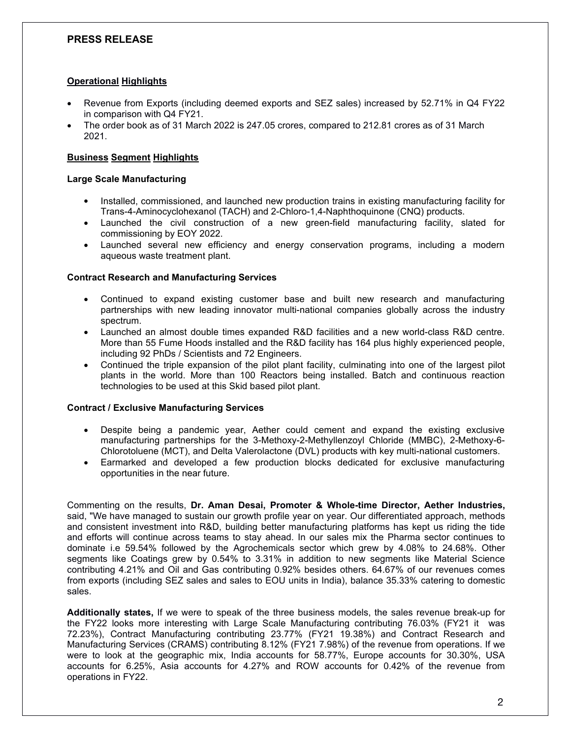## PRESS RELEASE

### Operational Highlights

- Revenue from Exports (including deemed exports and SEZ sales) increased by 52.71% in Q4 FY22 in comparison with Q4 FY21.
- The order book as of 31 March 2022 is 247.05 crores, compared to 212.81 crores as of 31 March 2021.

### Business Segment Highlights

**Large Scale Manufacturing**

- Installed, commissioned, and launched new production trains in existing manufacturing facility for Trans-4-Aminocyclohexanol (TACH) and 2-Chloro-1,4-Naphthoquinone (CNQ) products.
- Launched the civil construction of a new green-field manufacturing facility, slated for commissioning by EOY 2022.
- Launched several new efficiency and energy conservation programs, including a modern aqueous waste treatment plant.

**Contract Research and Manufacturing Services**

- Continued to expand existing customer base and built new research and manufacturing partnerships with new leading innovator multi-national companies globally across the industry spectrum.
- Launched an almost double times expanded R&D facilities and a new world-class R&D centre. More than 55 Fume Hoods installed and the R&D facility has 164 plus highly experienced people, including 92 PhDs / Scientists and 72 Engineers.
- Continued the triple expansion of the pilot plant facility, culminating into one of the largest pilot plants in the world. More than 100 Reactors being installed. Batch and continuous reaction technologies to be used at this Skid based pilot plant.

**Contract / Exclusive Manufacturing Services**

- Despite being a pandemic year, Aether could cement and expand the existing exclusive manufacturing partnerships for the 3-Methoxy-2-Methyllenzoyl Chloride (MMBC), 2-Methoxy-6-Chlorotoluene (MCT), and Delta Valerolactone (DVL) products with key multi-national customers.
- Earmarked and developed a few production blocks dedicated for exclusive manufacturing opportunities in the near future.

Commenting on the results, **Dr. Aman Desai, Promoter & Whole-time Director, Aether Industries,** said, "We have managed to sustain our growth profile year on year. Our differentiated approach, methods and consistent investment into R&D, building better manufacturing platforms has kept us riding the tide and efforts will continue across teams to stay ahead. In our sales mix the Pharma sector continues to dominate i.e 59.54% followed by the Agrochemicals sector which grew by 4.08% to 24.68%. Other segments like Coatings grew by 0.54% to 3.31% in addition to new segments like Material Science contributing 4.21% and Oil and Gas contributing 0.92% besides others. 64.67% of our revenues comes from exports (including SEZ sales and sales to EOU units in India), balance 35.33% catering to domestic sales.

**Additionally states,** If we were to speak of the three business models, the sales revenue break-up for the FY22 looks more interesting with Large Scale Manufacturing contributing 76.03% (FY21 it was 72.23%), Contract Manufacturing contributing 23.77% (FY21 19.38%) and Contract Research and Manufacturing Services (CRAMS) contributing 8.12% (FY21 7.98%) of the revenue from operations. If we were to look at the geographic mix, India accounts for 58.77%, Europe accounts for 30.30%, USA accounts for 6.25%, Asia accounts for 4.27% and ROW accounts for 0.42% of the revenue from operations in FY22.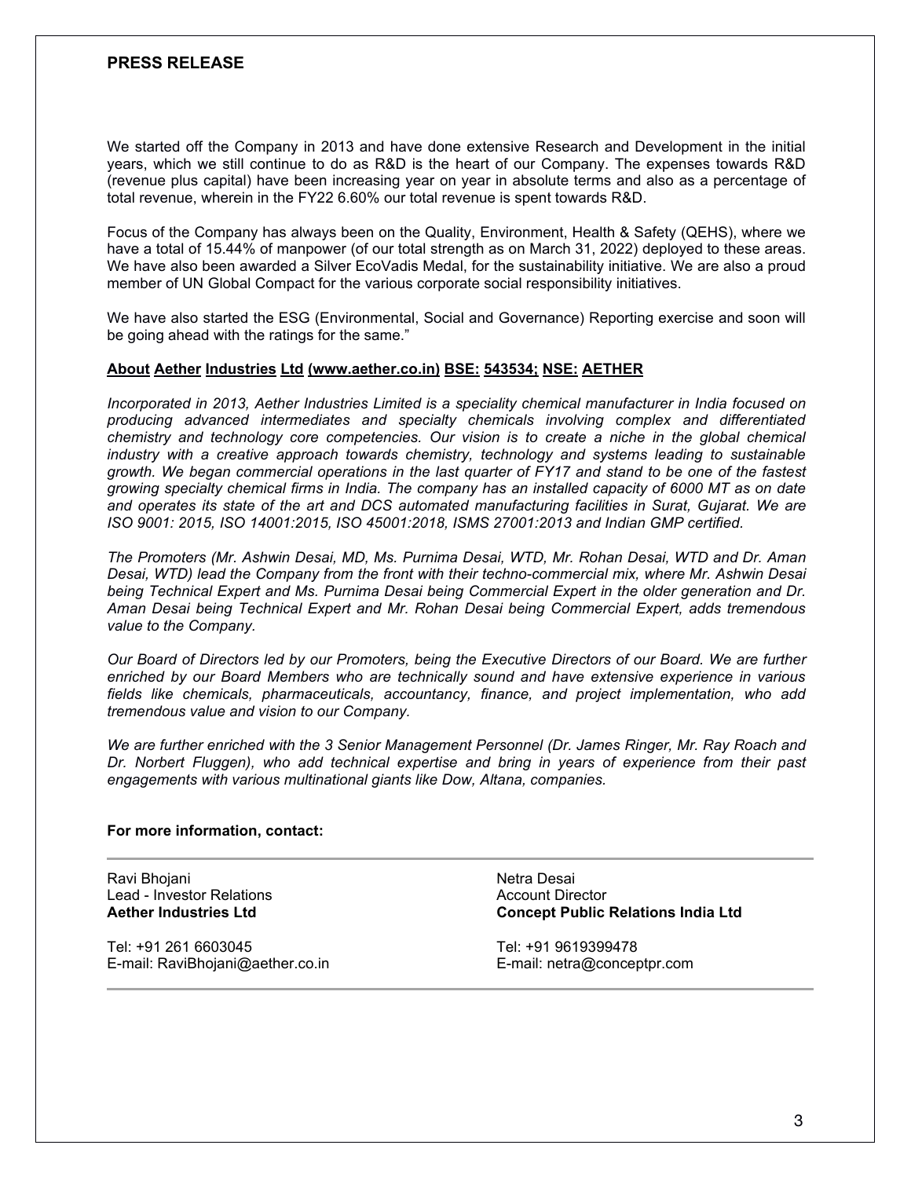**PRESS RELEASE**

We started off the Company in 2013 and have done extensive Research and Development in the initial years, which we still continue to do as R&D is the heart of our Company. The expenses towards R&D (revenue plus capital) have been increasing year on year in absolute terms and also as a percentage of total revenue, wherein in the FY22 6.60% our total revenue is spent towards R&D.

Focus of the Company has always been on the Quality, Environment, Health & Safety (QEHS), where we have a total of 15.44% of manpower (of our total strength as on March 31, 2022) deployed to these areas. We have also been awarded a Silver EcoVadis Medal, for the sustainability initiative. We are also a proud member of UN Global Compact for the various corporate social responsibility initiatives.

We have also started the ESG (Environmental, Social and Governance) Reporting exercise and soon will be going ahead with the ratings for the same."

**About Aether Industries Ltd (www.aether.co.in) BSE: 543534; NSE: AETHER**

*Incorporated in 2013, Aether Industries Limited is a speciality chemical manufacturer in India focused on producing advanced intermediates and specialty chemicals involving complex and differentiated chemistry and technology core competencies. Our vision is to create a niche in the global chemical industry with a creative approach towards chemistry, technology and systems leading to sustainable growth. We began commercial operations in the last quarter of FY17 and stand to be one of the fastest growing specialty chemical firms in India. The company has an installed capacity of 6000 MT as on date and operates its state of the art and DCS automated manufacturing facilities in Surat, Gujarat. We are ISO 9001: 2015, ISO 14001:2015, ISO 45001:2018, ISMS 27001:2013 and Indian GMP certified.*

*The Promoters (Mr. Ashwin Desai, MD, Ms. Purnima Desai, WTD, Mr. Rohan Desai, WTD and Dr. Aman Desai, WTD) lead the Company from the front with their techno-commercial mix, where Mr. Ashwin Desai being Technical Expert and Ms. Purnima Desai being Commercial Expert in the older generation and Dr. Aman Desai being Technical Expert and Mr. Rohan Desai being Commercial Expert, adds tremendous value to the Company.*

*Our Board of Directors led by our Promoters, being the Executive Directors of our Board. We are further enriched by our Board Members who are technically sound and have extensive experience in various fields like chemicals, pharmaceuticals, accountancy, finance, and project implementation, who add tremendous value and vision to our Company.*

*We are further enriched with the 3 Senior Management Personnel (Dr. James Ringer, Mr. Ray Roach and Dr. Norbert Fluggen), who add technical expertise and bring in years of experience from their past engagements with various multinational giants like Dow, Altana, companies.*

**For more information, contact:**

| | |
|---|---|
| Ravi Bhojani<br>Lead - Investor Relations<br>**Aether Industries Ltd** | Netra Desai<br>Account Director<br>**Concept Public Relations India Ltd** |
| Tel: +91 261 6603045<br>E-mail: RaviBhojani@aether.co.in | Tel: +91 9619399478<br>E-mail: netra@conceptpr.com |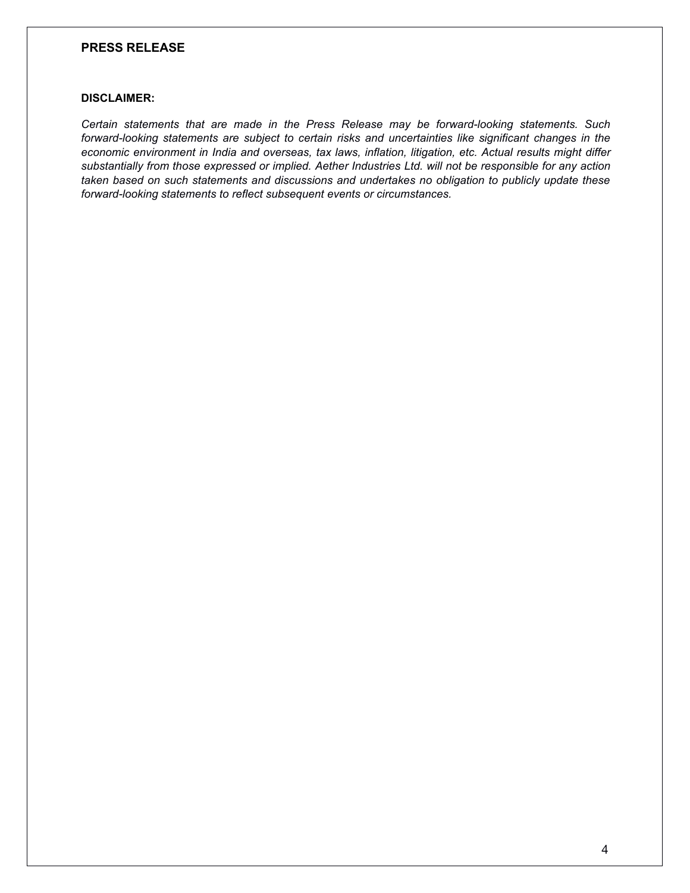**PRESS RELEASE**

**DISCLAIMER:**

*Certain statements that are made in the Press Release may be forward-looking statements. Such forward-looking statements are subject to certain risks and uncertainties like significant changes in the economic environment in India and overseas, tax laws, inflation, litigation, etc. Actual results might differ substantially from those expressed or implied. Aether Industries Ltd. will not be responsible for any action taken based on such statements and discussions and undertakes no obligation to publicly update these forward-looking statements to reflect subsequent events or circumstances.*